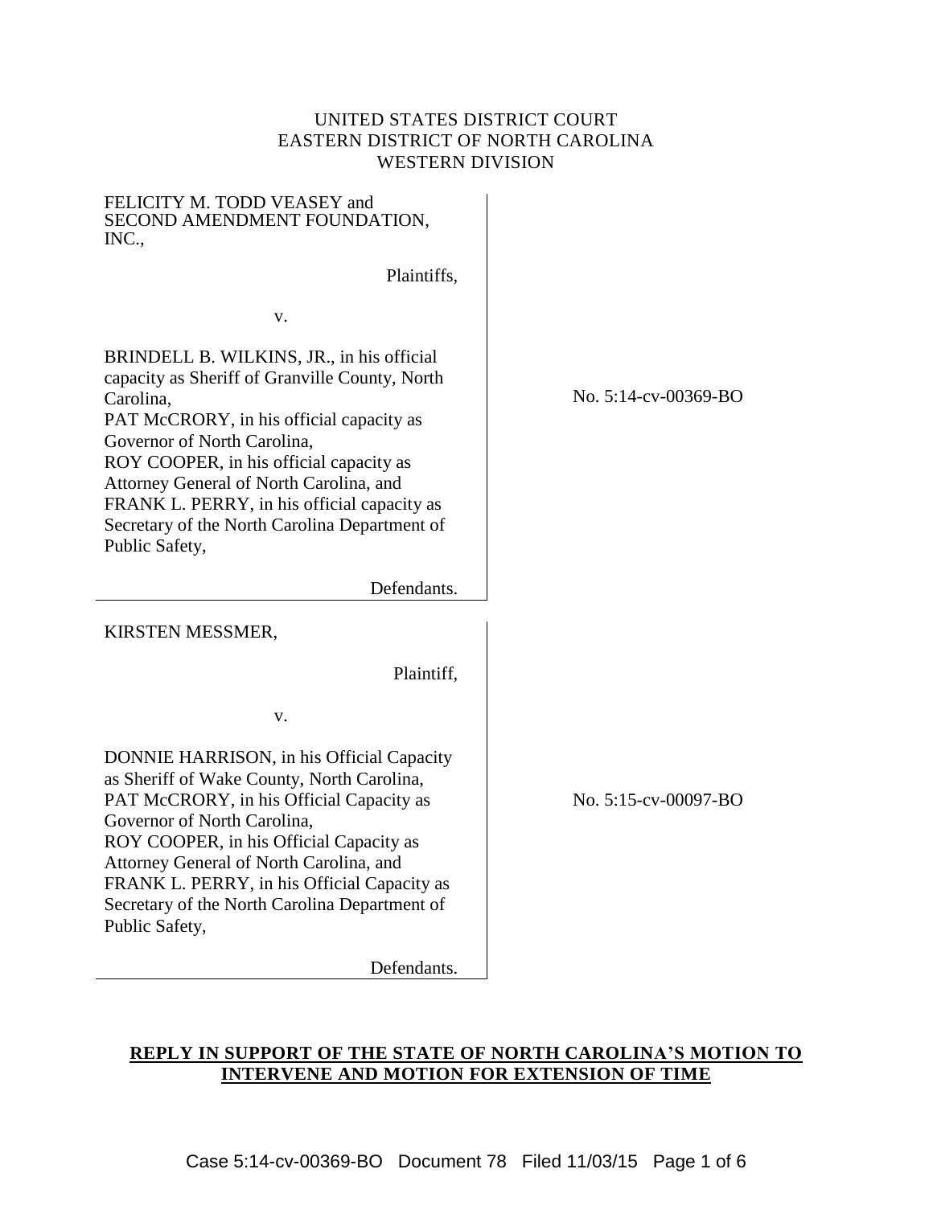UNITED STATES DISTRICT COURT
EASTERN DISTRICT OF NORTH CAROLINA
WESTERN DIVISION

| | |
|---|---|
| FELICITY M. TODD VEASEY and SECOND AMENDMENT FOUNDATION, INC.,<br><br>Plaintiffs,<br><br>v.<br><br>BRINDELL B. WILKINS, JR., in his official capacity as Sheriff of Granville County, North Carolina,<br>PAT McCRORY, in his official capacity as Governor of North Carolina,<br>ROY COOPER, in his official capacity as Attorney General of North Carolina, and<br>FRANK L. PERRY, in his official capacity as Secretary of the North Carolina Department of Public Safety,<br><br>Defendants. | No. 5:14-cv-00369-BO |
| KIRSTEN MESSMER,<br><br>Plaintiff,<br><br>v.<br><br>DONNIE HARRISON, in his Official Capacity as Sheriff of Wake County, North Carolina,<br>PAT McCRORY, in his Official Capacity as Governor of North Carolina,<br>ROY COOPER, in his Official Capacity as Attorney General of North Carolina, and<br>FRANK L. PERRY, in his Official Capacity as Secretary of the North Carolina Department of Public Safety,<br><br>Defendants. | No. 5:15-cv-00097-BO |

**REPLY IN SUPPORT OF THE STATE OF NORTH CAROLINA'S MOTION TO INTERVENE AND MOTION FOR EXTENSION OF TIME**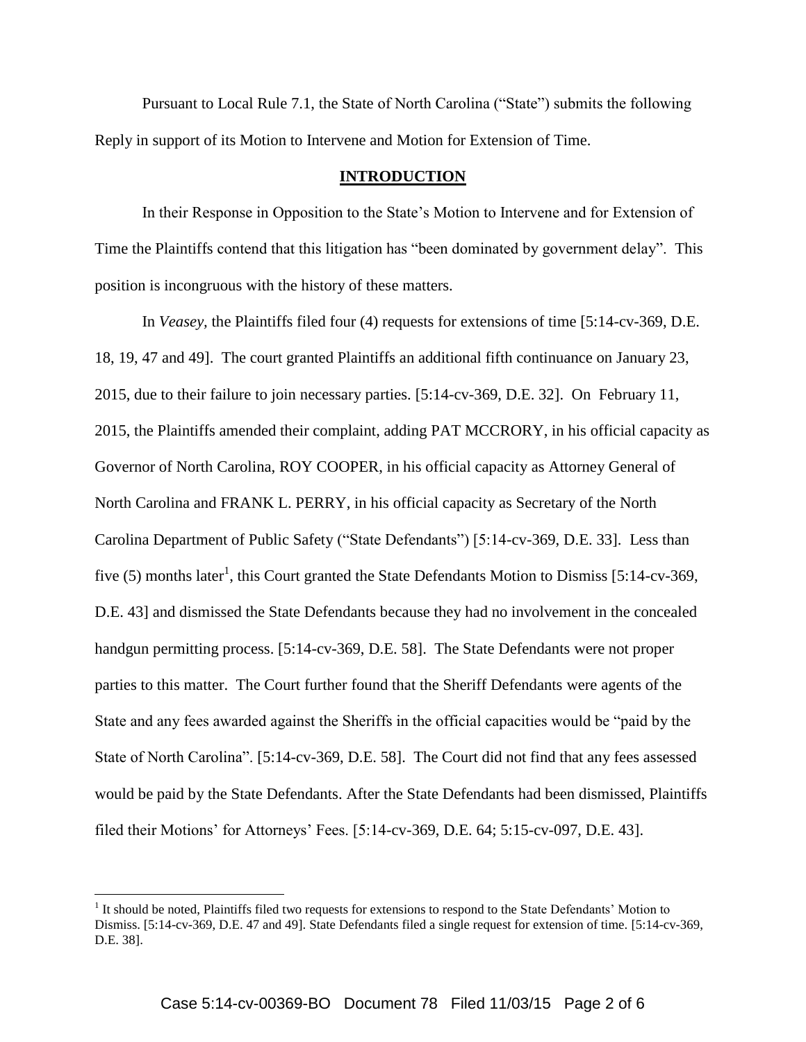Pursuant to Local Rule 7.1, the State of North Carolina ("State") submits the following Reply in support of its Motion to Intervene and Motion for Extension of Time.

**INTRODUCTION**

In their Response in Opposition to the State's Motion to Intervene and for Extension of Time the Plaintiffs contend that this litigation has "been dominated by government delay". This position is incongruous with the history of these matters.

In *Veasey,* the Plaintiffs filed four (4) requests for extensions of time [5:14-cv-369, D.E. 18, 19, 47 and 49]. The court granted Plaintiffs an additional fifth continuance on January 23, 2015, due to their failure to join necessary parties. [5:14-cv-369, D.E. 32]. On February 11, 2015, the Plaintiffs amended their complaint, adding PAT MCCRORY, in his official capacity as Governor of North Carolina, ROY COOPER, in his official capacity as Attorney General of North Carolina and FRANK L. PERRY, in his official capacity as Secretary of the North Carolina Department of Public Safety ("State Defendants") [5:14-cv-369, D.E. 33]. Less than five (5) months later[1], this Court granted the State Defendants Motion to Dismiss [5:14-cv-369, D.E. 43] and dismissed the State Defendants because they had no involvement in the concealed handgun permitting process. [5:14-cv-369, D.E. 58]. The State Defendants were not proper parties to this matter. The Court further found that the Sheriff Defendants were agents of the State and any fees awarded against the Sheriffs in the official capacities would be "paid by the State of North Carolina". [5:14-cv-369, D.E. 58]. The Court did not find that any fees assessed would be paid by the State Defendants. After the State Defendants had been dismissed, Plaintiffs filed their Motions' for Attorneys' Fees. [5:14-cv-369, D.E. 64; 5:15-cv-097, D.E. 43].

[1] It should be noted, Plaintiffs filed two requests for extensions to respond to the State Defendants' Motion to Dismiss. [5:14-cv-369, D.E. 47 and 49]. State Defendants filed a single request for extension of time. [5:14-cv-369, D.E. 38].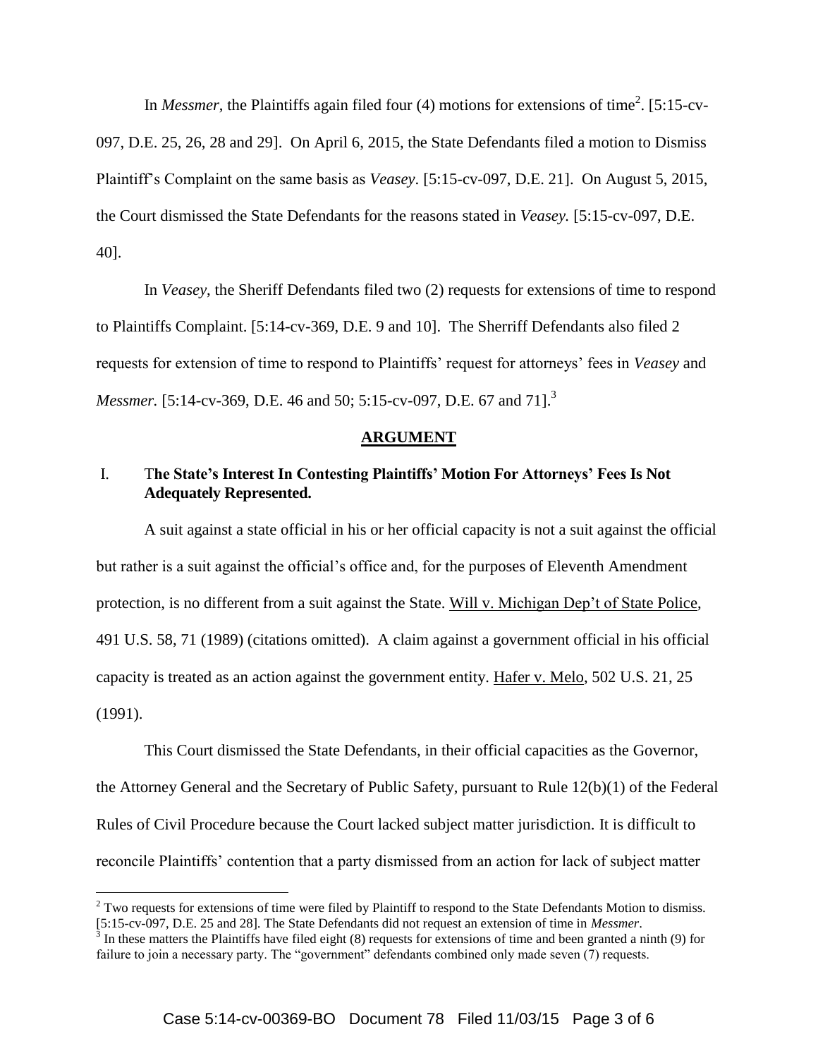In *Messmer*, the Plaintiffs again filed four (4) motions for extensions of time[2]. [5:15-cv-097, D.E. 25, 26, 28 and 29]. On April 6, 2015, the State Defendants filed a motion to Dismiss Plaintiff's Complaint on the same basis as *Veasey*. [5:15-cv-097, D.E. 21]. On August 5, 2015, the Court dismissed the State Defendants for the reasons stated in *Veasey.* [5:15-cv-097, D.E. 40].

In *Veasey*, the Sheriff Defendants filed two (2) requests for extensions of time to respond to Plaintiffs Complaint. [5:14-cv-369, D.E. 9 and 10]. The Sherriff Defendants also filed 2 requests for extension of time to respond to Plaintiffs' request for attorneys' fees in *Veasey* and *Messmer.* [5:14-cv-369, D.E. 46 and 50; 5:15-cv-097, D.E. 67 and 71].[3]

## ARGUMENT

### I. The State's Interest In Contesting Plaintiffs' Motion For Attorneys' Fees Is Not Adequately Represented.

A suit against a state official in his or her official capacity is not a suit against the official but rather is a suit against the official's office and, for the purposes of Eleventh Amendment protection, is no different from a suit against the State. Will v. Michigan Dep't of State Police, 491 U.S. 58, 71 (1989) (citations omitted). A claim against a government official in his official capacity is treated as an action against the government entity. Hafer v. Melo, 502 U.S. 21, 25 (1991).

This Court dismissed the State Defendants, in their official capacities as the Governor, the Attorney General and the Secretary of Public Safety, pursuant to Rule 12(b)(1) of the Federal Rules of Civil Procedure because the Court lacked subject matter jurisdiction. It is difficult to reconcile Plaintiffs' contention that a party dismissed from an action for lack of subject matter

---

[2] Two requests for extensions of time were filed by Plaintiff to respond to the State Defendants Motion to dismiss. [5:15-cv-097, D.E. 25 and 28]. The State Defendants did not request an extension of time in *Messmer*.

[3] In these matters the Plaintiffs have filed eight (8) requests for extensions of time and been granted a ninth (9) for failure to join a necessary party. The "government" defendants combined only made seven (7) requests.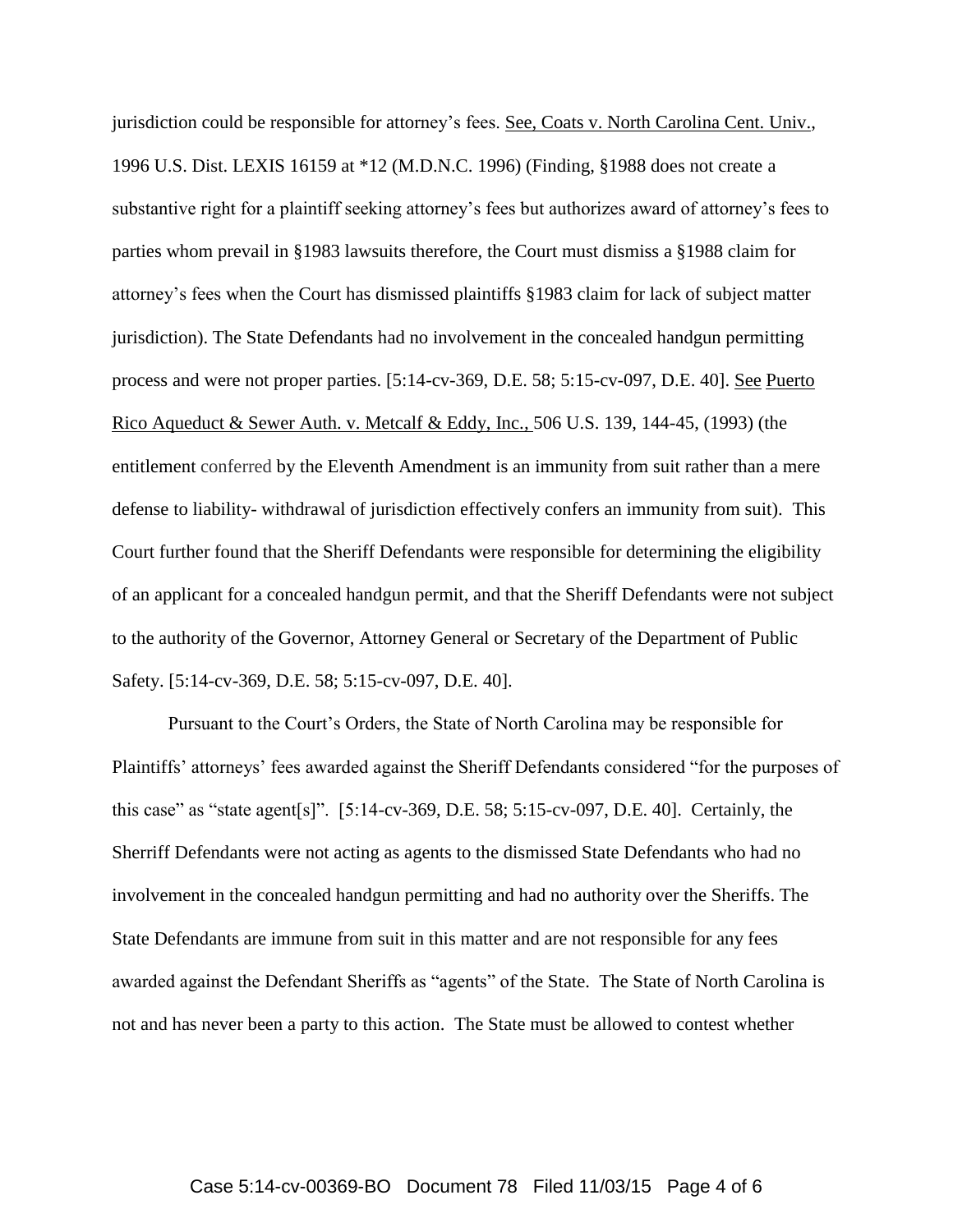jurisdiction could be responsible for attorney's fees. See, Coats v. North Carolina Cent. Univ., 1996 U.S. Dist. LEXIS 16159 at *12 (M.D.N.C. 1996) (Finding, §1988 does not create a substantive right for a plaintiff seeking attorney's fees but authorizes award of attorney's fees to parties whom prevail in §1983 lawsuits therefore, the Court must dismiss a §1988 claim for attorney's fees when the Court has dismissed plaintiffs §1983 claim for lack of subject matter jurisdiction). The State Defendants had no involvement in the concealed handgun permitting process and were not proper parties. [5:14-cv-369, D.E. 58; 5:15-cv-097, D.E. 40]. See Puerto Rico Aqueduct & Sewer Auth. v. Metcalf & Eddy, Inc., 506 U.S. 139, 144-45, (1993) (the entitlement conferred by the Eleventh Amendment is an immunity from suit rather than a mere defense to liability- withdrawal of jurisdiction effectively confers an immunity from suit). This Court further found that the Sheriff Defendants were responsible for determining the eligibility of an applicant for a concealed handgun permit, and that the Sheriff Defendants were not subject to the authority of the Governor, Attorney General or Secretary of the Department of Public Safety. [5:14-cv-369, D.E. 58; 5:15-cv-097, D.E. 40].

Pursuant to the Court's Orders, the State of North Carolina may be responsible for Plaintiffs' attorneys' fees awarded against the Sheriff Defendants considered "for the purposes of this case" as "state agent[s]". [5:14-cv-369, D.E. 58; 5:15-cv-097, D.E. 40]. Certainly, the Sherriff Defendants were not acting as agents to the dismissed State Defendants who had no involvement in the concealed handgun permitting and had no authority over the Sheriffs. The State Defendants are immune from suit in this matter and are not responsible for any fees awarded against the Defendant Sheriffs as "agents" of the State. The State of North Carolina is not and has never been a party to this action. The State must be allowed to contest whether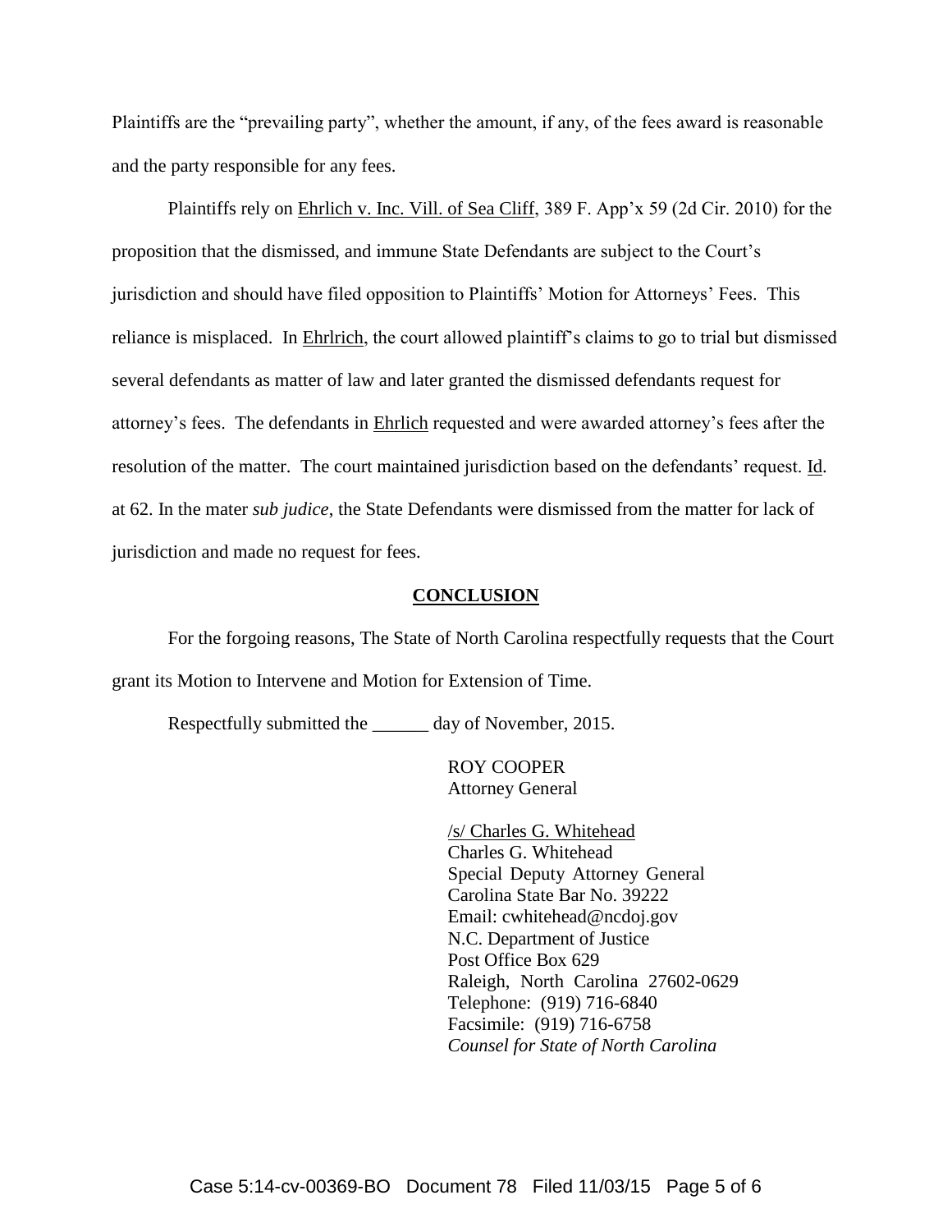Plaintiffs are the "prevailing party", whether the amount, if any, of the fees award is reasonable and the party responsible for any fees.

Plaintiffs rely on Ehrlich v. Inc. Vill. of Sea Cliff, 389 F. App'x 59 (2d Cir. 2010) for the proposition that the dismissed, and immune State Defendants are subject to the Court's jurisdiction and should have filed opposition to Plaintiffs' Motion for Attorneys' Fees. This reliance is misplaced. In Ehrlrich, the court allowed plaintiff's claims to go to trial but dismissed several defendants as matter of law and later granted the dismissed defendants request for attorney's fees. The defendants in Ehrlich requested and were awarded attorney's fees after the resolution of the matter. The court maintained jurisdiction based on the defendants' request. Id. at 62. In the mater *sub judice*, the State Defendants were dismissed from the matter for lack of jurisdiction and made no request for fees.

## CONCLUSION

For the forgoing reasons, The State of North Carolina respectfully requests that the Court grant its Motion to Intervene and Motion for Extension of Time.

Respectfully submitted the ______ day of November, 2015.

ROY COOPER
Attorney General

/s/ Charles G. Whitehead
Charles G. Whitehead
Special Deputy Attorney General
Carolina State Bar No. 39222
Email: cwhitehead@ncdoj.gov
N.C. Department of Justice
Post Office Box 629
Raleigh, North Carolina 27602-0629
Telephone: (919) 716-6840
Facsimile: (919) 716-6758
*Counsel for State of North Carolina*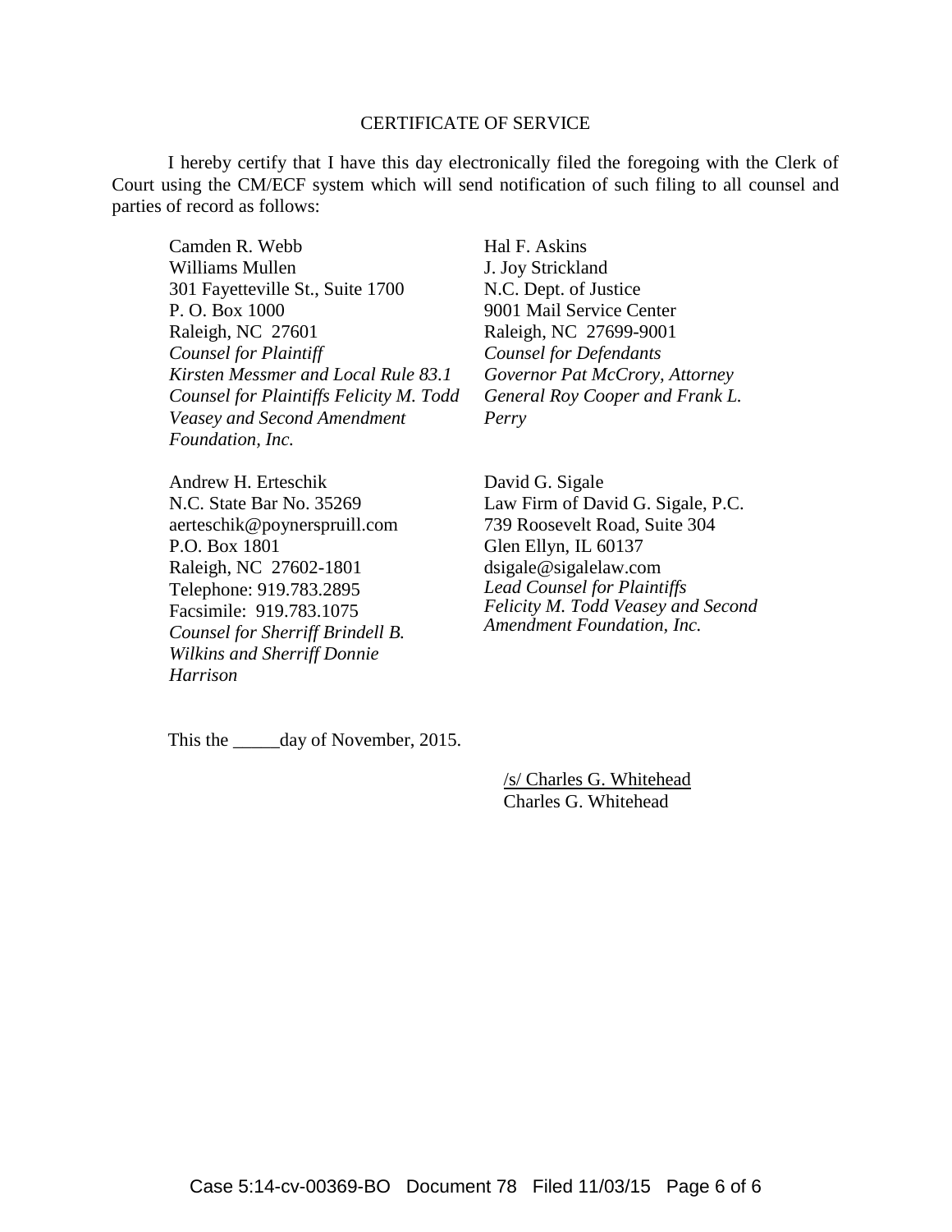CERTIFICATE OF SERVICE

I hereby certify that I have this day electronically filed the foregoing with the Clerk of Court using the CM/ECF system which will send notification of such filing to all counsel and parties of record as follows:

Camden R. Webb
Williams Mullen
301 Fayetteville St., Suite 1700
P. O. Box 1000
Raleigh, NC 27601
*Counsel for Plaintiff*
*Kirsten Messmer and Local Rule 83.1*
*Counsel for Plaintiffs Felicity M. Todd*
*Veasey and Second Amendment*
*Foundation, Inc.*

Hal F. Askins
J. Joy Strickland
N.C. Dept. of Justice
9001 Mail Service Center
Raleigh, NC 27699-9001
*Counsel for Defendants*
*Governor Pat McCrory, Attorney*
*General Roy Cooper and Frank L.*
*Perry*

Andrew H. Erteschik
N.C. State Bar No. 35269
aerteschik@poynerspruill.com
P.O. Box 1801
Raleigh, NC 27602-1801
Telephone: 919.783.2895
Facsimile: 919.783.1075
*Counsel for Sherriff Brindell B.*
*Wilkins and Sherriff Donnie*
*Harrison*

David G. Sigale
Law Firm of David G. Sigale, P.C.
739 Roosevelt Road, Suite 304
Glen Ellyn, IL 60137
dsigale@sigalelaw.com
*Lead Counsel for Plaintiffs*
*Felicity M. Todd Veasey and Second*
*Amendment Foundation, Inc.*

This the _____day of November, 2015.

/s/ Charles G. Whitehead
Charles G. Whitehead